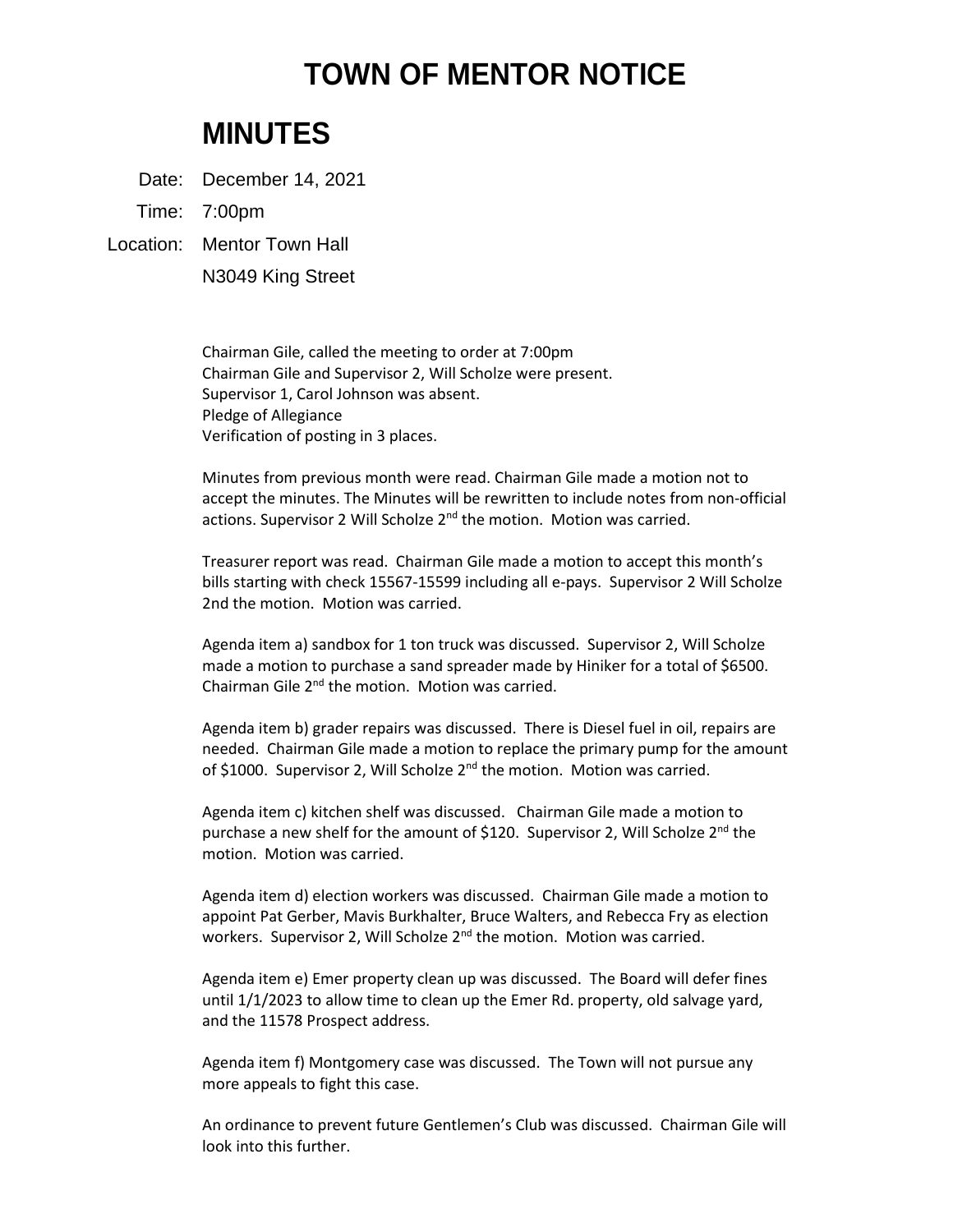# TOWN OF MENTOR NOTICE

## MINUTES

Date: December 14, 2021

Time: 7:00pm

Location: Mentor Town Hall
N3049 King Street

Chairman Gile, called the meeting to order at 7:00pm
Chairman Gile and Supervisor 2, Will Scholze were present.
Supervisor 1, Carol Johnson was absent.
Pledge of Allegiance
Verification of posting in 3 places.

Minutes from previous month were read. Chairman Gile made a motion not to accept the minutes. The Minutes will be rewritten to include notes from non-official actions. Supervisor 2 Will Scholze 2nd the motion. Motion was carried.

Treasurer report was read. Chairman Gile made a motion to accept this month's bills starting with check 15567-15599 including all e-pays. Supervisor 2 Will Scholze 2nd the motion. Motion was carried.

Agenda item a) sandbox for 1 ton truck was discussed. Supervisor 2, Will Scholze made a motion to purchase a sand spreader made by Hiniker for a total of $6500. Chairman Gile 2nd the motion. Motion was carried.

Agenda item b) grader repairs was discussed. There is Diesel fuel in oil, repairs are needed. Chairman Gile made a motion to replace the primary pump for the amount of $1000. Supervisor 2, Will Scholze 2nd the motion. Motion was carried.

Agenda item c) kitchen shelf was discussed. Chairman Gile made a motion to purchase a new shelf for the amount of $120. Supervisor 2, Will Scholze 2nd the motion. Motion was carried.

Agenda item d) election workers was discussed. Chairman Gile made a motion to appoint Pat Gerber, Mavis Burkhalter, Bruce Walters, and Rebecca Fry as election workers. Supervisor 2, Will Scholze 2nd the motion. Motion was carried.

Agenda item e) Emer property clean up was discussed. The Board will defer fines until 1/1/2023 to allow time to clean up the Emer Rd. property, old salvage yard, and the 11578 Prospect address.

Agenda item f) Montgomery case was discussed. The Town will not pursue any more appeals to fight this case.

An ordinance to prevent future Gentlemen's Club was discussed. Chairman Gile will look into this further.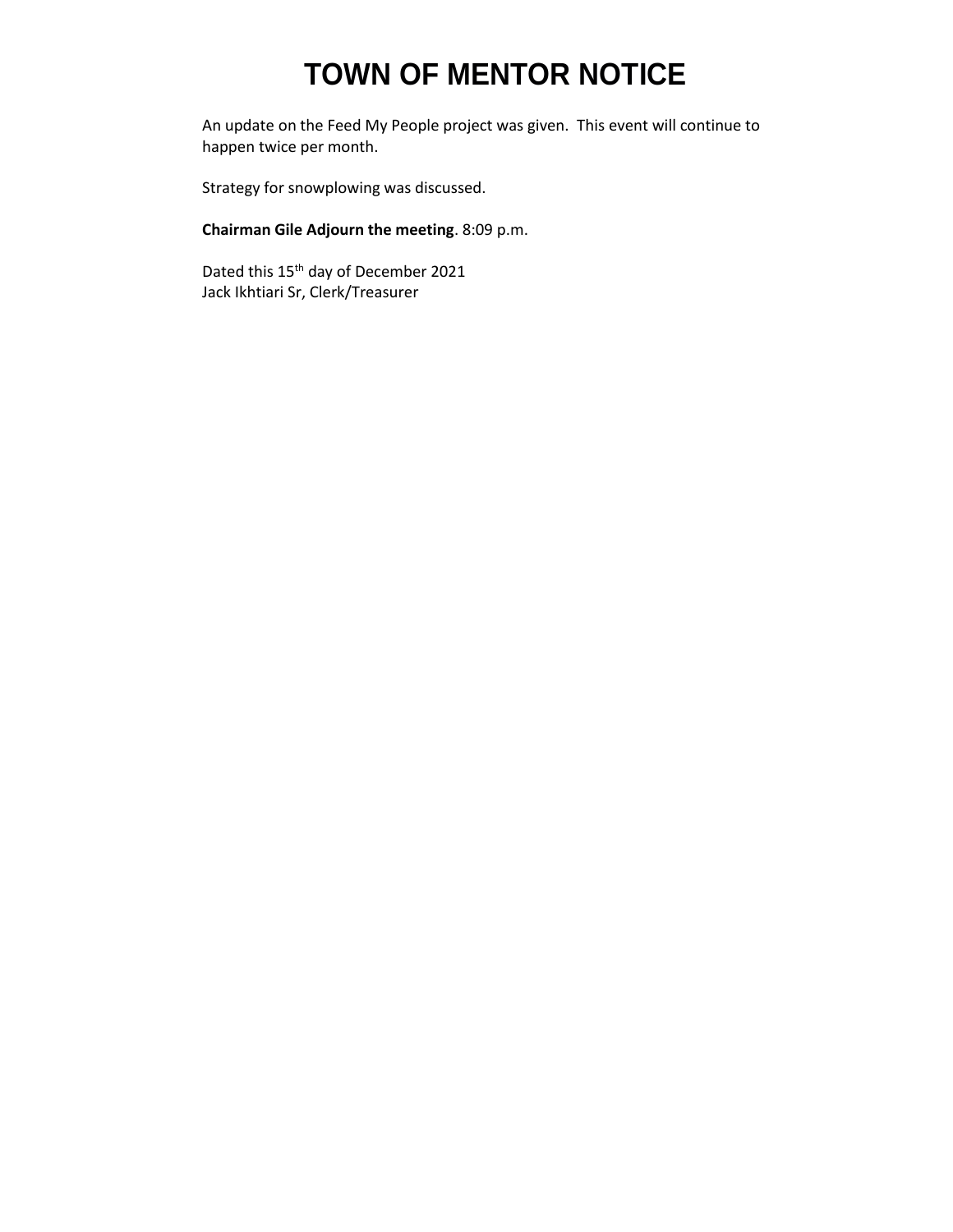# TOWN OF MENTOR NOTICE

An update on the Feed My People project was given. This event will continue to happen twice per month.

Strategy for snowplowing was discussed.

**Chairman Gile Adjourn the meeting**. 8:09 p.m.

Dated this 15th day of December 2021
Jack Ikhtiari Sr, Clerk/Treasurer